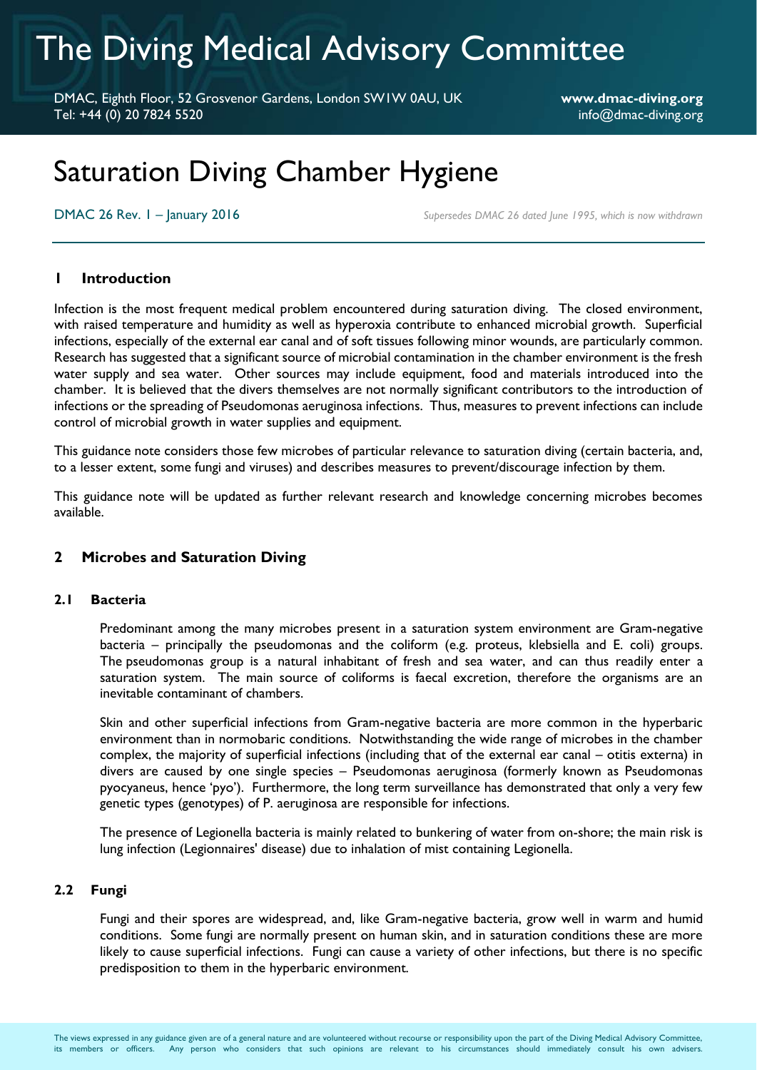# The Diving Medical Advisory Committee

DMAC, Eighth Floor, 52 Grosvenor Gardens, London SW1W 0AU, UK
Tel: +44 (0) 20 7824 5520

**www.dmac-diving.org**
info@dmac-diving.org

# Saturation Diving Chamber Hygiene

DMAC 26 Rev. 1 – January 2016

*Supersedes DMAC 26 dated June 1995, which is now withdrawn*

## 1 Introduction

Infection is the most frequent medical problem encountered during saturation diving. The closed environment, with raised temperature and humidity as well as hyperoxia contribute to enhanced microbial growth. Superficial infections, especially of the external ear canal and of soft tissues following minor wounds, are particularly common. Research has suggested that a significant source of microbial contamination in the chamber environment is the fresh water supply and sea water. Other sources may include equipment, food and materials introduced into the chamber. It is believed that the divers themselves are not normally significant contributors to the introduction of infections or the spreading of Pseudomonas aeruginosa infections. Thus, measures to prevent infections can include control of microbial growth in water supplies and equipment.

This guidance note considers those few microbes of particular relevance to saturation diving (certain bacteria, and, to a lesser extent, some fungi and viruses) and describes measures to prevent/discourage infection by them.

This guidance note will be updated as further relevant research and knowledge concerning microbes becomes available.

## 2 Microbes and Saturation Diving

### 2.1 Bacteria

Predominant among the many microbes present in a saturation system environment are Gram-negative bacteria – principally the pseudomonas and the coliform (e.g. proteus, klebsiella and E. coli) groups. The pseudomonas group is a natural inhabitant of fresh and sea water, and can thus readily enter a saturation system. The main source of coliforms is faecal excretion, therefore the organisms are an inevitable contaminant of chambers.

Skin and other superficial infections from Gram-negative bacteria are more common in the hyperbaric environment than in normobaric conditions. Notwithstanding the wide range of microbes in the chamber complex, the majority of superficial infections (including that of the external ear canal – otitis externa) in divers are caused by one single species – Pseudomonas aeruginosa (formerly known as Pseudomonas pyocyaneus, hence 'pyo'). Furthermore, the long term surveillance has demonstrated that only a very few genetic types (genotypes) of P. aeruginosa are responsible for infections.

The presence of Legionella bacteria is mainly related to bunkering of water from on-shore; the main risk is lung infection (Legionnaires' disease) due to inhalation of mist containing Legionella.

### 2.2 Fungi

Fungi and their spores are widespread, and, like Gram-negative bacteria, grow well in warm and humid conditions. Some fungi are normally present on human skin, and in saturation conditions these are more likely to cause superficial infections. Fungi can cause a variety of other infections, but there is no specific predisposition to them in the hyperbaric environment.

The views expressed in any guidance given are of a general nature and are volunteered without recourse or responsibility upon the part of the Diving Medical Advisory Committee, its members or officers. Any person who considers that such opinions are relevant to his circumstances should immediately consult his own advisers.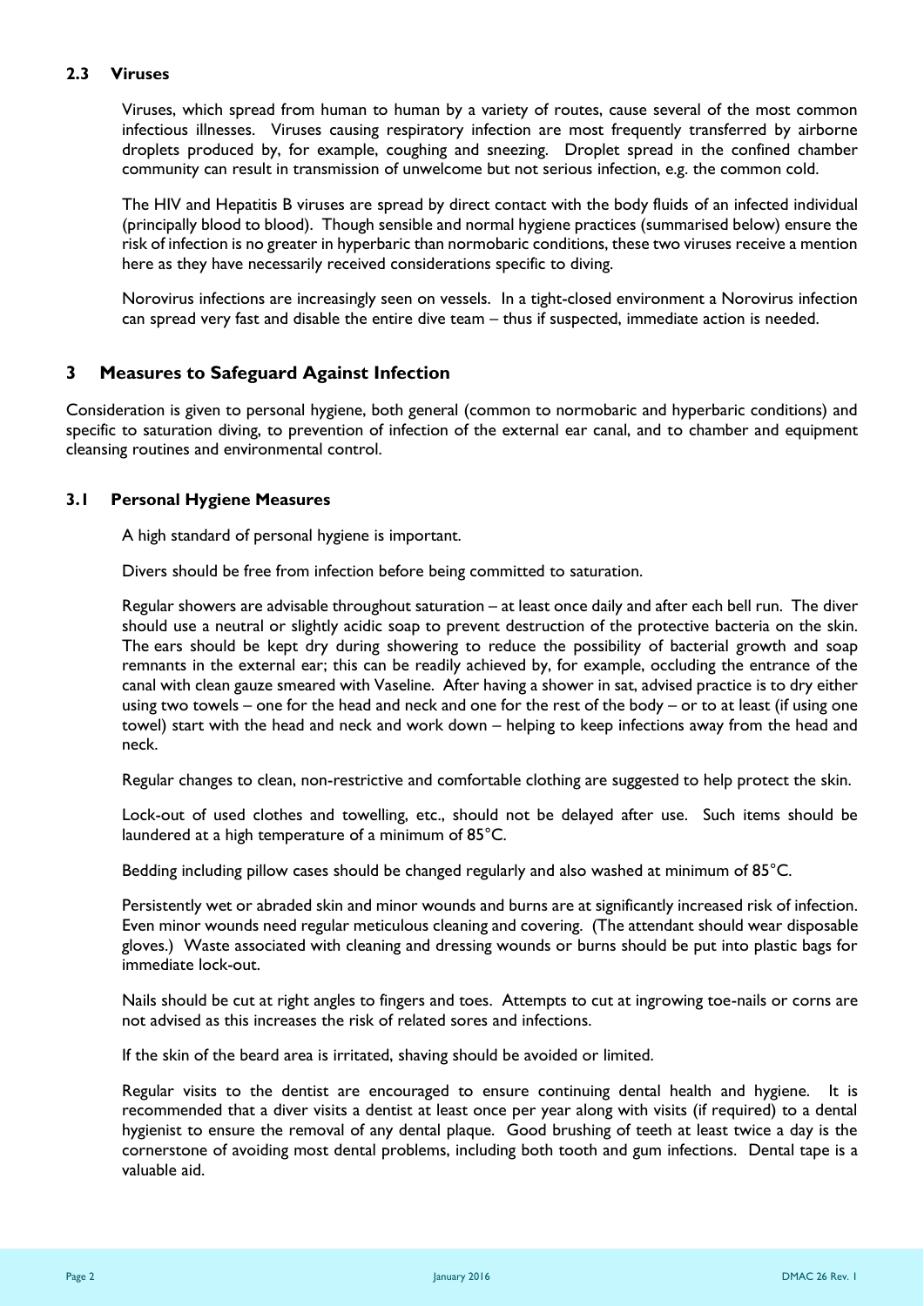### 2.3 Viruses

Viruses, which spread from human to human by a variety of routes, cause several of the most common infectious illnesses. Viruses causing respiratory infection are most frequently transferred by airborne droplets produced by, for example, coughing and sneezing. Droplet spread in the confined chamber community can result in transmission of unwelcome but not serious infection, e.g. the common cold.

The HIV and Hepatitis B viruses are spread by direct contact with the body fluids of an infected individual (principally blood to blood). Though sensible and normal hygiene practices (summarised below) ensure the risk of infection is no greater in hyperbaric than normobaric conditions, these two viruses receive a mention here as they have necessarily received considerations specific to diving.

Norovirus infections are increasingly seen on vessels. In a tight-closed environment a Norovirus infection can spread very fast and disable the entire dive team – thus if suspected, immediate action is needed.

## 3 Measures to Safeguard Against Infection

Consideration is given to personal hygiene, both general (common to normobaric and hyperbaric conditions) and specific to saturation diving, to prevention of infection of the external ear canal, and to chamber and equipment cleansing routines and environmental control.

### 3.1 Personal Hygiene Measures

A high standard of personal hygiene is important.

Divers should be free from infection before being committed to saturation.

Regular showers are advisable throughout saturation – at least once daily and after each bell run. The diver should use a neutral or slightly acidic soap to prevent destruction of the protective bacteria on the skin. The ears should be kept dry during showering to reduce the possibility of bacterial growth and soap remnants in the external ear; this can be readily achieved by, for example, occluding the entrance of the canal with clean gauze smeared with Vaseline. After having a shower in sat, advised practice is to dry either using two towels – one for the head and neck and one for the rest of the body – or to at least (if using one towel) start with the head and neck and work down – helping to keep infections away from the head and neck.

Regular changes to clean, non-restrictive and comfortable clothing are suggested to help protect the skin.

Lock-out of used clothes and towelling, etc., should not be delayed after use. Such items should be laundered at a high temperature of a minimum of 85°C.

Bedding including pillow cases should be changed regularly and also washed at minimum of 85°C.

Persistently wet or abraded skin and minor wounds and burns are at significantly increased risk of infection. Even minor wounds need regular meticulous cleaning and covering. (The attendant should wear disposable gloves.) Waste associated with cleaning and dressing wounds or burns should be put into plastic bags for immediate lock-out.

Nails should be cut at right angles to fingers and toes. Attempts to cut at ingrowing toe-nails or corns are not advised as this increases the risk of related sores and infections.

If the skin of the beard area is irritated, shaving should be avoided or limited.

Regular visits to the dentist are encouraged to ensure continuing dental health and hygiene. It is recommended that a diver visits a dentist at least once per year along with visits (if required) to a dental hygienist to ensure the removal of any dental plaque. Good brushing of teeth at least twice a day is the cornerstone of avoiding most dental problems, including both tooth and gum infections. Dental tape is a valuable aid.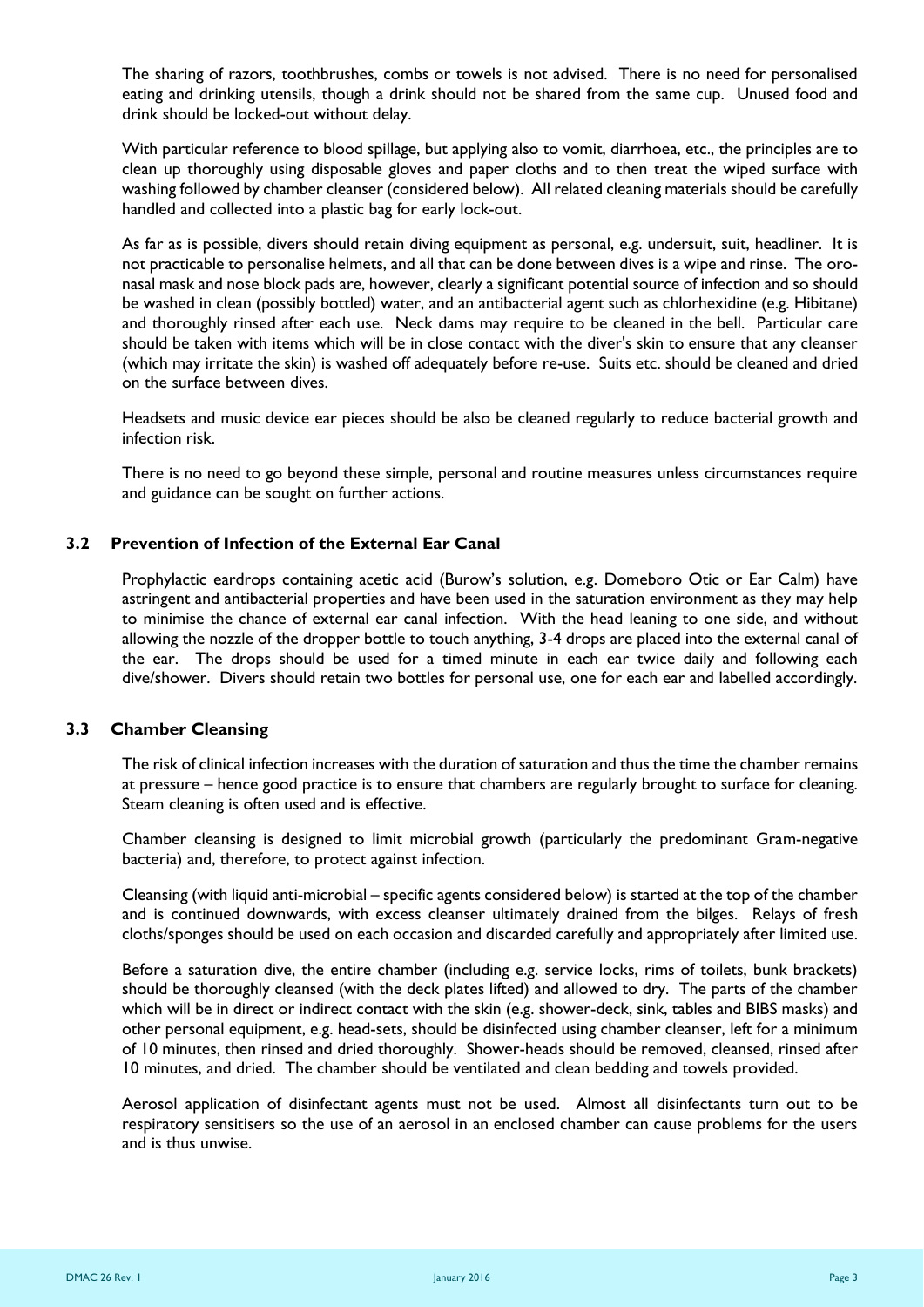The sharing of razors, toothbrushes, combs or towels is not advised. There is no need for personalised eating and drinking utensils, though a drink should not be shared from the same cup. Unused food and drink should be locked-out without delay.

With particular reference to blood spillage, but applying also to vomit, diarrhoea, etc., the principles are to clean up thoroughly using disposable gloves and paper cloths and to then treat the wiped surface with washing followed by chamber cleanser (considered below). All related cleaning materials should be carefully handled and collected into a plastic bag for early lock-out.

As far as is possible, divers should retain diving equipment as personal, e.g. undersuit, suit, headliner. It is not practicable to personalise helmets, and all that can be done between dives is a wipe and rinse. The oro-nasal mask and nose block pads are, however, clearly a significant potential source of infection and so should be washed in clean (possibly bottled) water, and an antibacterial agent such as chlorhexidine (e.g. Hibitane) and thoroughly rinsed after each use. Neck dams may require to be cleaned in the bell. Particular care should be taken with items which will be in close contact with the diver's skin to ensure that any cleanser (which may irritate the skin) is washed off adequately before re-use. Suits etc. should be cleaned and dried on the surface between dives.

Headsets and music device ear pieces should be also be cleaned regularly to reduce bacterial growth and infection risk.

There is no need to go beyond these simple, personal and routine measures unless circumstances require and guidance can be sought on further actions.

## 3.2 Prevention of Infection of the External Ear Canal

Prophylactic eardrops containing acetic acid (Burow's solution, e.g. Domeboro Otic or Ear Calm) have astringent and antibacterial properties and have been used in the saturation environment as they may help to minimise the chance of external ear canal infection. With the head leaning to one side, and without allowing the nozzle of the dropper bottle to touch anything, 3-4 drops are placed into the external canal of the ear. The drops should be used for a timed minute in each ear twice daily and following each dive/shower. Divers should retain two bottles for personal use, one for each ear and labelled accordingly.

## 3.3 Chamber Cleansing

The risk of clinical infection increases with the duration of saturation and thus the time the chamber remains at pressure – hence good practice is to ensure that chambers are regularly brought to surface for cleaning. Steam cleaning is often used and is effective.

Chamber cleansing is designed to limit microbial growth (particularly the predominant Gram-negative bacteria) and, therefore, to protect against infection.

Cleansing (with liquid anti-microbial – specific agents considered below) is started at the top of the chamber and is continued downwards, with excess cleanser ultimately drained from the bilges. Relays of fresh cloths/sponges should be used on each occasion and discarded carefully and appropriately after limited use.

Before a saturation dive, the entire chamber (including e.g. service locks, rims of toilets, bunk brackets) should be thoroughly cleansed (with the deck plates lifted) and allowed to dry. The parts of the chamber which will be in direct or indirect contact with the skin (e.g. shower-deck, sink, tables and BIBS masks) and other personal equipment, e.g. head-sets, should be disinfected using chamber cleanser, left for a minimum of 10 minutes, then rinsed and dried thoroughly. Shower-heads should be removed, cleansed, rinsed after 10 minutes, and dried. The chamber should be ventilated and clean bedding and towels provided.

Aerosol application of disinfectant agents must not be used. Almost all disinfectants turn out to be respiratory sensitisers so the use of an aerosol in an enclosed chamber can cause problems for the users and is thus unwise.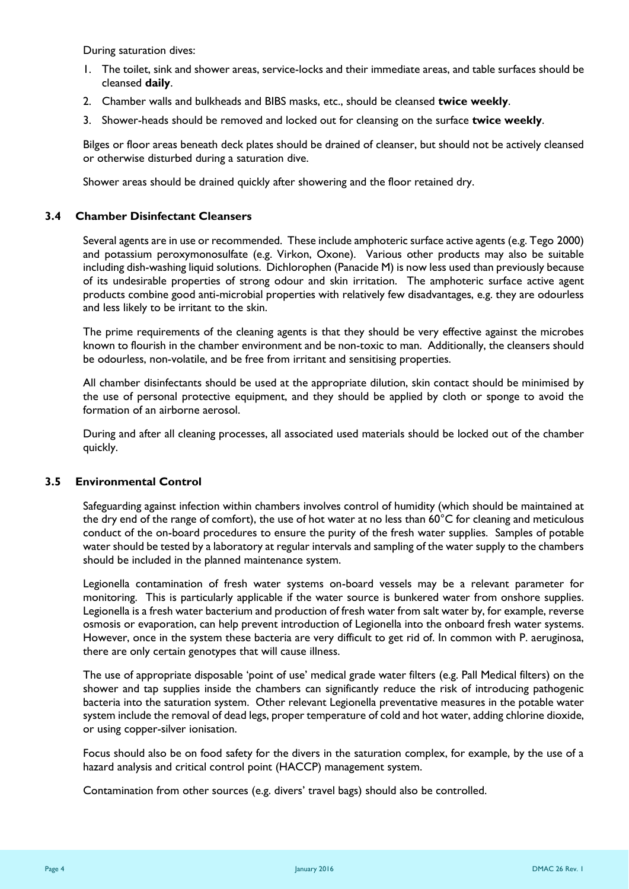During saturation dives:

1. The toilet, sink and shower areas, service-locks and their immediate areas, and table surfaces should be cleansed **daily**.
2. Chamber walls and bulkheads and BIBS masks, etc., should be cleansed **twice weekly**.
3. Shower-heads should be removed and locked out for cleansing on the surface **twice weekly**.

Bilges or floor areas beneath deck plates should be drained of cleanser, but should not be actively cleansed or otherwise disturbed during a saturation dive.

Shower areas should be drained quickly after showering and the floor retained dry.

### 3.4 Chamber Disinfectant Cleansers

Several agents are in use or recommended. These include amphoteric surface active agents (e.g. Tego 2000) and potassium peroxymonosulfate (e.g. Virkon, Oxone). Various other products may also be suitable including dish-washing liquid solutions. Dichlorophen (Panacide M) is now less used than previously because of its undesirable properties of strong odour and skin irritation. The amphoteric surface active agent products combine good anti-microbial properties with relatively few disadvantages, e.g. they are odourless and less likely to be irritant to the skin.

The prime requirements of the cleaning agents is that they should be very effective against the microbes known to flourish in the chamber environment and be non-toxic to man. Additionally, the cleansers should be odourless, non-volatile, and be free from irritant and sensitising properties.

All chamber disinfectants should be used at the appropriate dilution, skin contact should be minimised by the use of personal protective equipment, and they should be applied by cloth or sponge to avoid the formation of an airborne aerosol.

During and after all cleaning processes, all associated used materials should be locked out of the chamber quickly.

### 3.5 Environmental Control

Safeguarding against infection within chambers involves control of humidity (which should be maintained at the dry end of the range of comfort), the use of hot water at no less than 60°C for cleaning and meticulous conduct of the on-board procedures to ensure the purity of the fresh water supplies. Samples of potable water should be tested by a laboratory at regular intervals and sampling of the water supply to the chambers should be included in the planned maintenance system.

Legionella contamination of fresh water systems on-board vessels may be a relevant parameter for monitoring. This is particularly applicable if the water source is bunkered water from onshore supplies. Legionella is a fresh water bacterium and production of fresh water from salt water by, for example, reverse osmosis or evaporation, can help prevent introduction of Legionella into the onboard fresh water systems. However, once in the system these bacteria are very difficult to get rid of. In common with P. aeruginosa, there are only certain genotypes that will cause illness.

The use of appropriate disposable 'point of use' medical grade water filters (e.g. Pall Medical filters) on the shower and tap supplies inside the chambers can significantly reduce the risk of introducing pathogenic bacteria into the saturation system. Other relevant Legionella preventative measures in the potable water system include the removal of dead legs, proper temperature of cold and hot water, adding chlorine dioxide, or using copper-silver ionisation.

Focus should also be on food safety for the divers in the saturation complex, for example, by the use of a hazard analysis and critical control point (HACCP) management system.

Contamination from other sources (e.g. divers' travel bags) should also be controlled.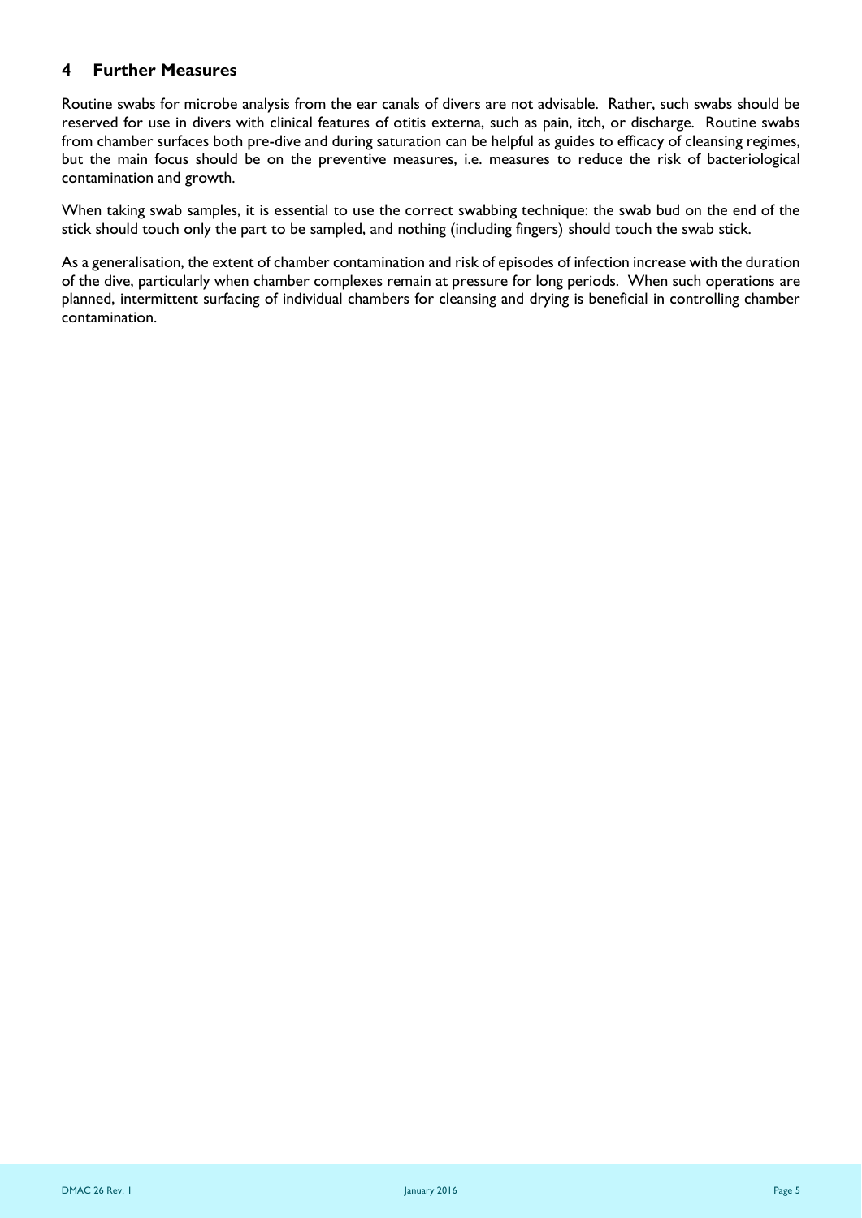## 4 Further Measures

Routine swabs for microbe analysis from the ear canals of divers are not advisable. Rather, such swabs should be reserved for use in divers with clinical features of otitis externa, such as pain, itch, or discharge. Routine swabs from chamber surfaces both pre-dive and during saturation can be helpful as guides to efficacy of cleansing regimes, but the main focus should be on the preventive measures, i.e. measures to reduce the risk of bacteriological contamination and growth.

When taking swab samples, it is essential to use the correct swabbing technique: the swab bud on the end of the stick should touch only the part to be sampled, and nothing (including fingers) should touch the swab stick.

As a generalisation, the extent of chamber contamination and risk of episodes of infection increase with the duration of the dive, particularly when chamber complexes remain at pressure for long periods. When such operations are planned, intermittent surfacing of individual chambers for cleansing and drying is beneficial in controlling chamber contamination.